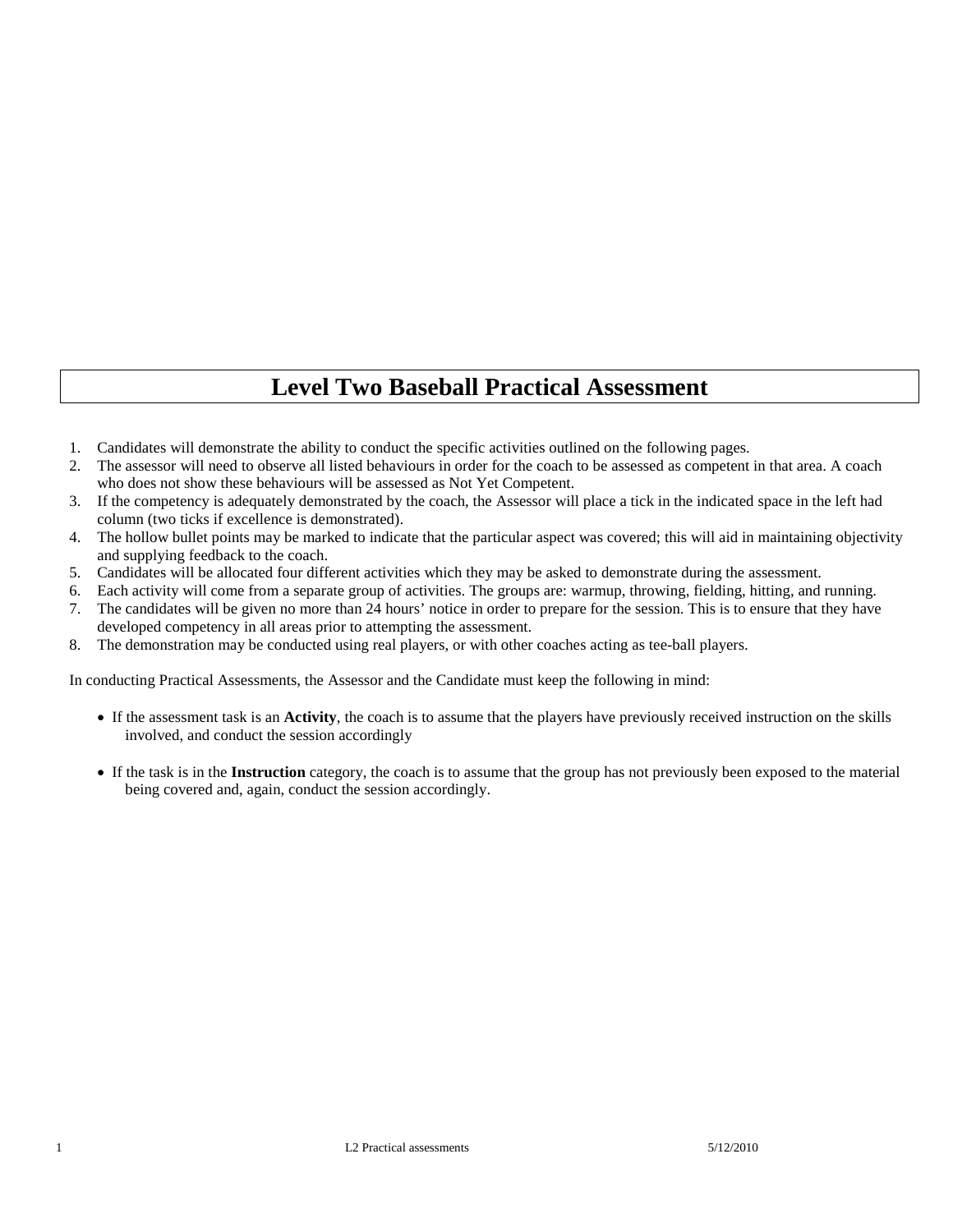# Level Two Baseball Practical Assessment

1. Candidates will demonstrate the ability to conduct the specific activities outlined on the following pages.
2. The assessor will need to observe all listed behaviours in order for the coach to be assessed as competent in that area. A coach who does not show these behaviours will be assessed as Not Yet Competent.
3. If the competency is adequately demonstrated by the coach, the Assessor will place a tick in the indicated space in the left had column (two ticks if excellence is demonstrated).
4. The hollow bullet points may be marked to indicate that the particular aspect was covered; this will aid in maintaining objectivity and supplying feedback to the coach.
5. Candidates will be allocated four different activities which they may be asked to demonstrate during the assessment.
6. Each activity will come from a separate group of activities. The groups are: warmup, throwing, fielding, hitting, and running.
7. The candidates will be given no more than 24 hours' notice in order to prepare for the session. This is to ensure that they have developed competency in all areas prior to attempting the assessment.
8. The demonstration may be conducted using real players, or with other coaches acting as tee-ball players.

In conducting Practical Assessments, the Assessor and the Candidate must keep the following in mind:

- If the assessment task is an **Activity**, the coach is to assume that the players have previously received instruction on the skills involved, and conduct the session accordingly
- If the task is in the **Instruction** category, the coach is to assume that the group has not previously been exposed to the material being covered and, again, conduct the session accordingly.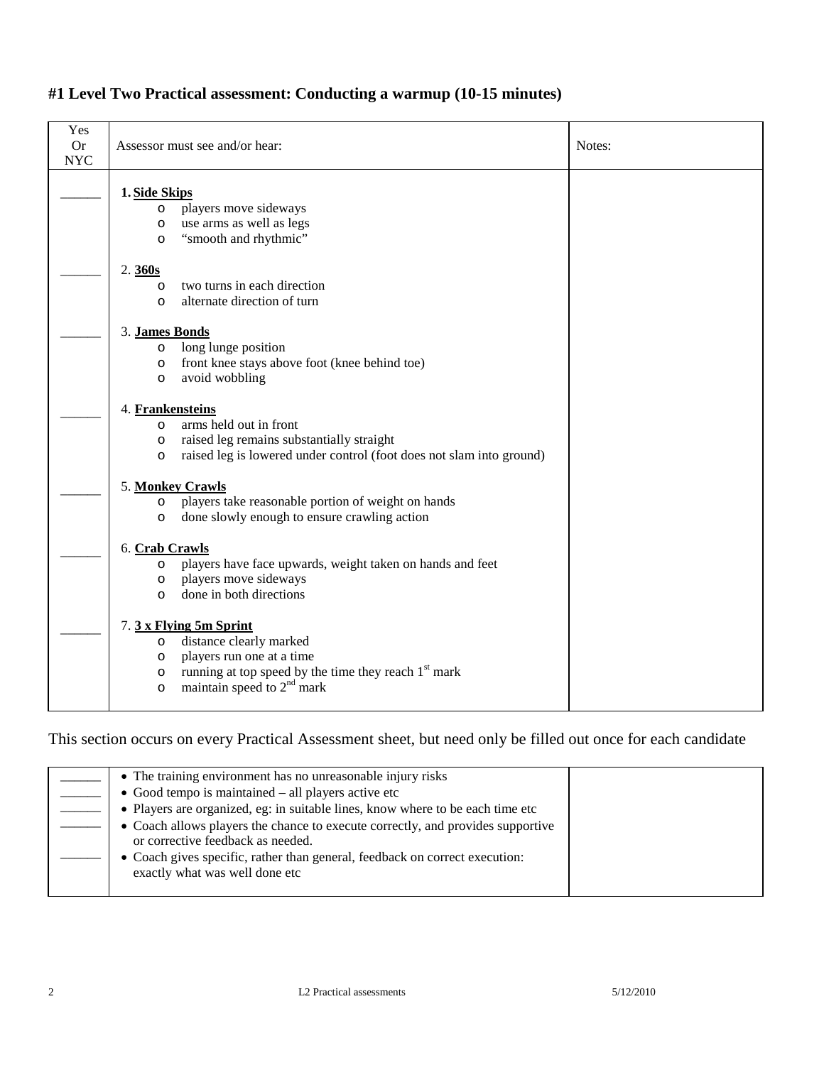## #1 Level Two Practical assessment: Conducting a warmup (10-15 minutes)

| Yes Or NYC | Assessor must see and/or hear: | Notes: |
|---|---|---|
| ______ | **1. Side Skips**<br>○ players move sideways<br>○ use arms as well as legs<br>○ "smooth and rhythmic" | |
| ______ | 2. **360s**<br>○ two turns in each direction<br>○ alternate direction of turn | |
| ______ | 3. **James Bonds**<br>○ long lunge position<br>○ front knee stays above foot (knee behind toe)<br>○ avoid wobbling | |
| ______ | 4. **Frankensteins**<br>○ arms held out in front<br>○ raised leg remains substantially straight<br>○ raised leg is lowered under control (foot does not slam into ground) | |
| ______ | 5. **Monkey Crawls**<br>○ players take reasonable portion of weight on hands<br>○ done slowly enough to ensure crawling action | |
| ______ | 6. **Crab Crawls**<br>○ players have face upwards, weight taken on hands and feet<br>○ players move sideways<br>○ done in both directions | |
| ______ | 7. **3 x Flying 5m Sprint**<br>○ distance clearly marked<br>○ players run one at a time<br>○ running at top speed by the time they reach 1st mark<br>○ maintain speed to 2nd mark | |

This section occurs on every Practical Assessment sheet, but need only be filled out once for each candidate

| | | |
|---|---|---|
| ______ | • The training environment has no unreasonable injury risks | |
| ______ | • Good tempo is maintained – all players active etc | |
| ______ | • Players are organized, eg: in suitable lines, know where to be each time etc | |
| ______ | • Coach allows players the chance to execute correctly, and provides supportive or corrective feedback as needed. | |
| ______ | • Coach gives specific, rather than general, feedback on correct execution: exactly what was well done etc | |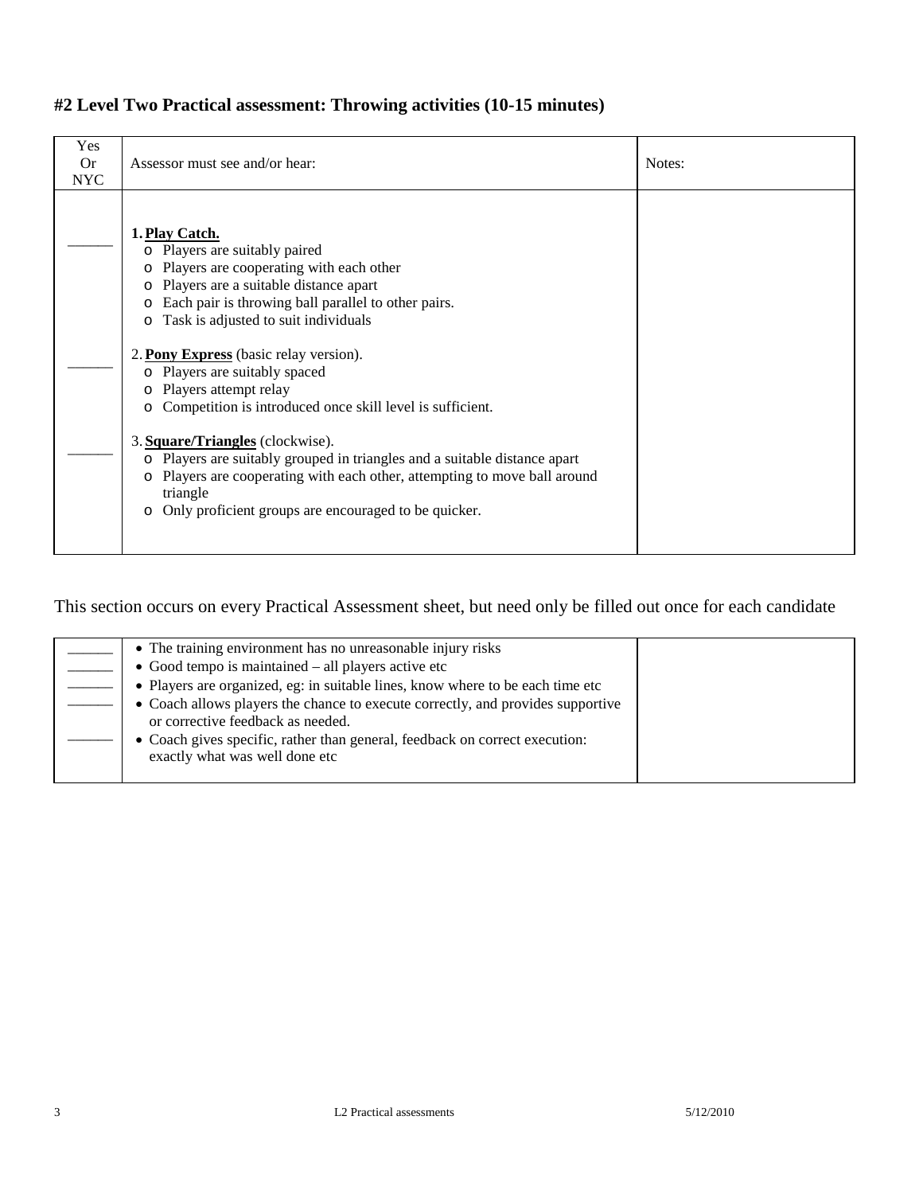## #2 Level Two Practical assessment: Throwing activities (10-15 minutes)

| Yes Or NYC | Assessor must see and/or hear: | Notes: |
| --- | --- | --- |
| ______ | 1. **Play Catch.**<br>o Players are suitably paired<br>o Players are cooperating with each other<br>o Players are a suitable distance apart<br>o Each pair is throwing ball parallel to other pairs.<br>o Task is adjusted to suit individuals | |
| ______ | 2. **Pony Express** (basic relay version).<br>o Players are suitably spaced<br>o Players attempt relay<br>o Competition is introduced once skill level is sufficient. | |
| ______ | 3. **Square/Triangles** (clockwise).<br>o Players are suitably grouped in triangles and a suitable distance apart<br>o Players are cooperating with each other, attempting to move ball around triangle<br>o Only proficient groups are encouraged to be quicker. | |

This section occurs on every Practical Assessment sheet, but need only be filled out once for each candidate

| | | |
| --- | --- | --- |
| ______ | • The training environment has no unreasonable injury risks | |
| ______ | • Good tempo is maintained – all players active etc | |
| ______ | • Players are organized, eg: in suitable lines, know where to be each time etc | |
| ______ | • Coach allows players the chance to execute correctly, and provides supportive or corrective feedback as needed. | |
| ______ | • Coach gives specific, rather than general, feedback on correct execution: exactly what was well done etc | |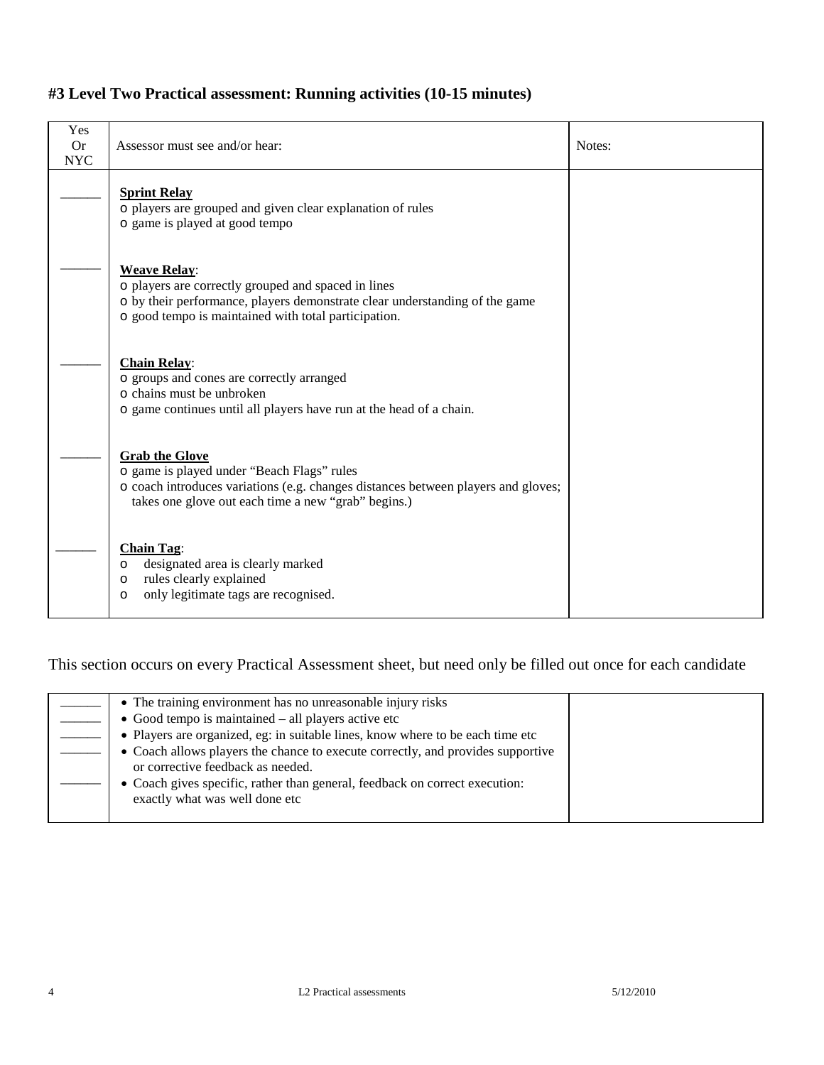## #3 Level Two Practical assessment: Running activities (10-15 minutes)

| Yes Or NYC | Assessor must see and/or hear: | Notes: |
|---|---|---|
| ______ | **Sprint Relay**<br>o players are grouped and given clear explanation of rules<br>o game is played at good tempo | |
| ______ | **Weave Relay**:<br>o players are correctly grouped and spaced in lines<br>o by their performance, players demonstrate clear understanding of the game<br>o good tempo is maintained with total participation. | |
| ______ | **Chain Relay**:<br>o groups and cones are correctly arranged<br>o chains must be unbroken<br>o game continues until all players have run at the head of a chain. | |
| ______ | **Grab the Glove**<br>o game is played under "Beach Flags" rules<br>o coach introduces variations (e.g. changes distances between players and gloves; takes one glove out each time a new "grab" begins.) | |
| ______ | **Chain Tag**:<br>o designated area is clearly marked<br>o rules clearly explained<br>o only legitimate tags are recognised. | |

This section occurs on every Practical Assessment sheet, but need only be filled out once for each candidate

| | | |
|---|---|---|
| ______<br>______<br>______<br>______<br><br>______ | • The training environment has no unreasonable injury risks<br>• Good tempo is maintained – all players active etc<br>• Players are organized, eg: in suitable lines, know where to be each time etc<br>• Coach allows players the chance to execute correctly, and provides supportive or corrective feedback as needed.<br>• Coach gives specific, rather than general, feedback on correct execution: exactly what was well done etc | |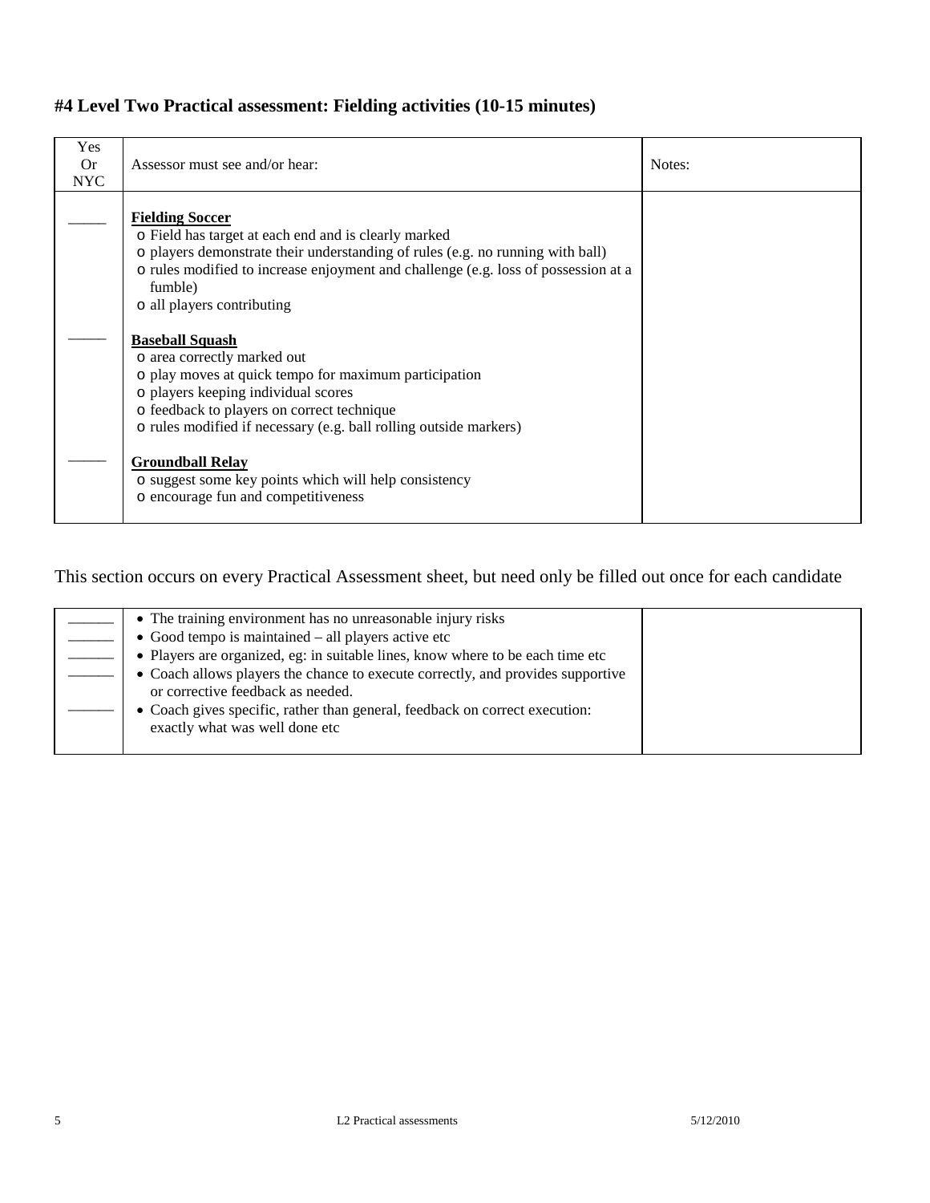## #4 Level Two Practical assessment: Fielding activities (10-15 minutes)

| Yes Or NYC | Assessor must see and/or hear: | Notes: |
|---|---|---|
| _____ | **Fielding Soccer**<br>o Field has target at each end and is clearly marked<br>o players demonstrate their understanding of rules (e.g. no running with ball)<br>o rules modified to increase enjoyment and challenge (e.g. loss of possession at a fumble)<br>o all players contributing | |
| _____ | **Baseball Squash**<br>o area correctly marked out<br>o play moves at quick tempo for maximum participation<br>o players keeping individual scores<br>o feedback to players on correct technique<br>o rules modified if necessary (e.g. ball rolling outside markers) | |
| _____ | **Groundball Relay**<br>o suggest some key points which will help consistency<br>o encourage fun and competitiveness | |

This section occurs on every Practical Assessment sheet, but need only be filled out once for each candidate

| | | |
|---|---|---|
| _____ | • The training environment has no unreasonable injury risks | |
| _____ | • Good tempo is maintained – all players active etc | |
| _____ | • Players are organized, eg: in suitable lines, know where to be each time etc | |
| _____ | • Coach allows players the chance to execute correctly, and provides supportive or corrective feedback as needed. | |
| _____ | • Coach gives specific, rather than general, feedback on correct execution: exactly what was well done etc | |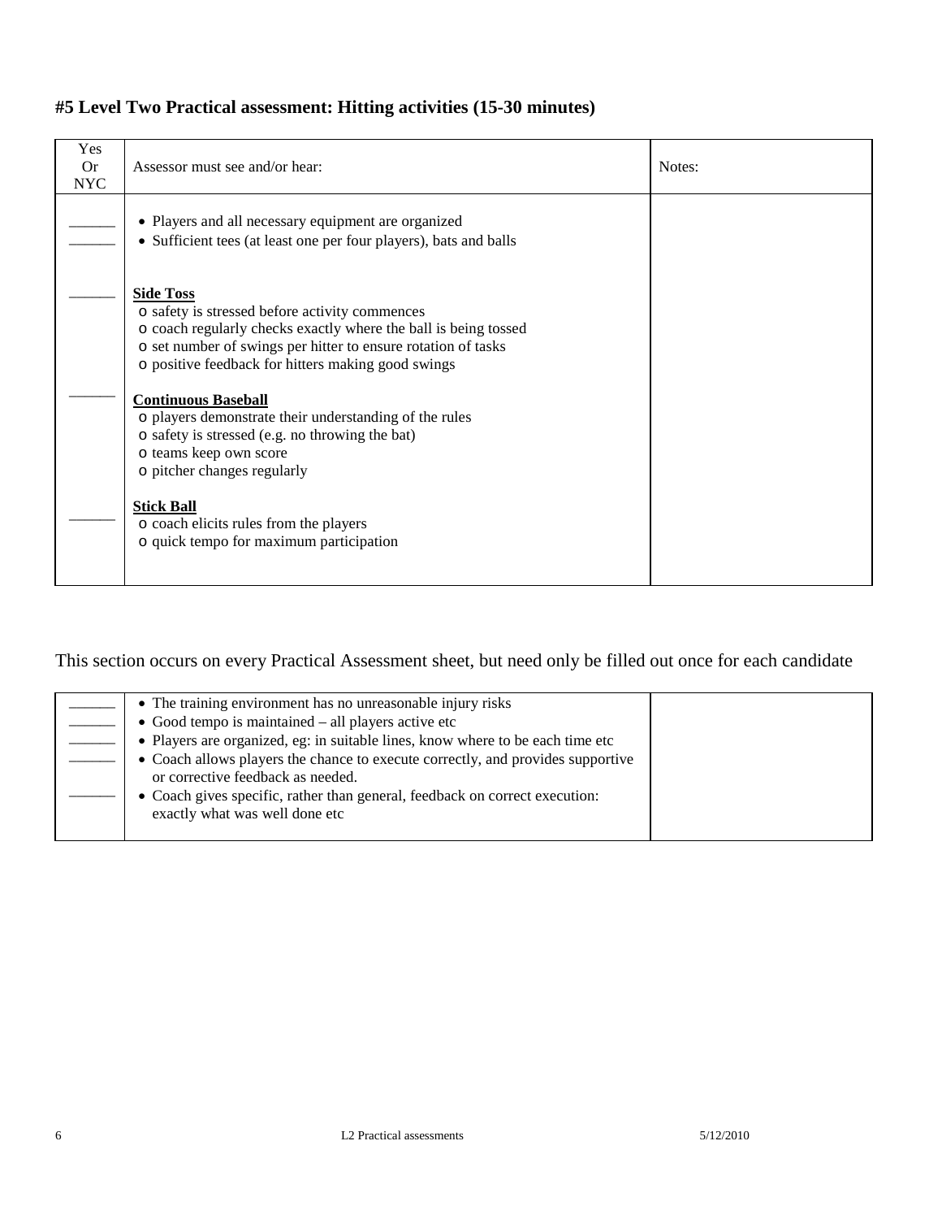# #5 Level Two Practical assessment: Hitting activities (15-30 minutes)

| Yes Or NYC | Assessor must see and/or hear: | Notes: |
|---|---|---|
| ______<br>______ | • Players and all necessary equipment are organized<br>• Sufficient tees (at least one per four players), bats and balls | |
| ______ | **Side Toss**<br>o safety is stressed before activity commences<br>o coach regularly checks exactly where the ball is being tossed<br>o set number of swings per hitter to ensure rotation of tasks<br>o positive feedback for hitters making good swings | |
| ______ | **Continuous Baseball**<br>o players demonstrate their understanding of the rules<br>o safety is stressed (e.g. no throwing the bat)<br>o teams keep own score<br>o pitcher changes regularly | |
| ______ | **Stick Ball**<br>o coach elicits rules from the players<br>o quick tempo for maximum participation | |

This section occurs on every Practical Assessment sheet, but need only be filled out once for each candidate

| | | |
|---|---|---|
| ______<br>______<br>______<br>______<br><br>______ | • The training environment has no unreasonable injury risks<br>• Good tempo is maintained – all players active etc<br>• Players are organized, eg: in suitable lines, know where to be each time etc<br>• Coach allows players the chance to execute correctly, and provides supportive or corrective feedback as needed.<br>• Coach gives specific, rather than general, feedback on correct execution: exactly what was well done etc | |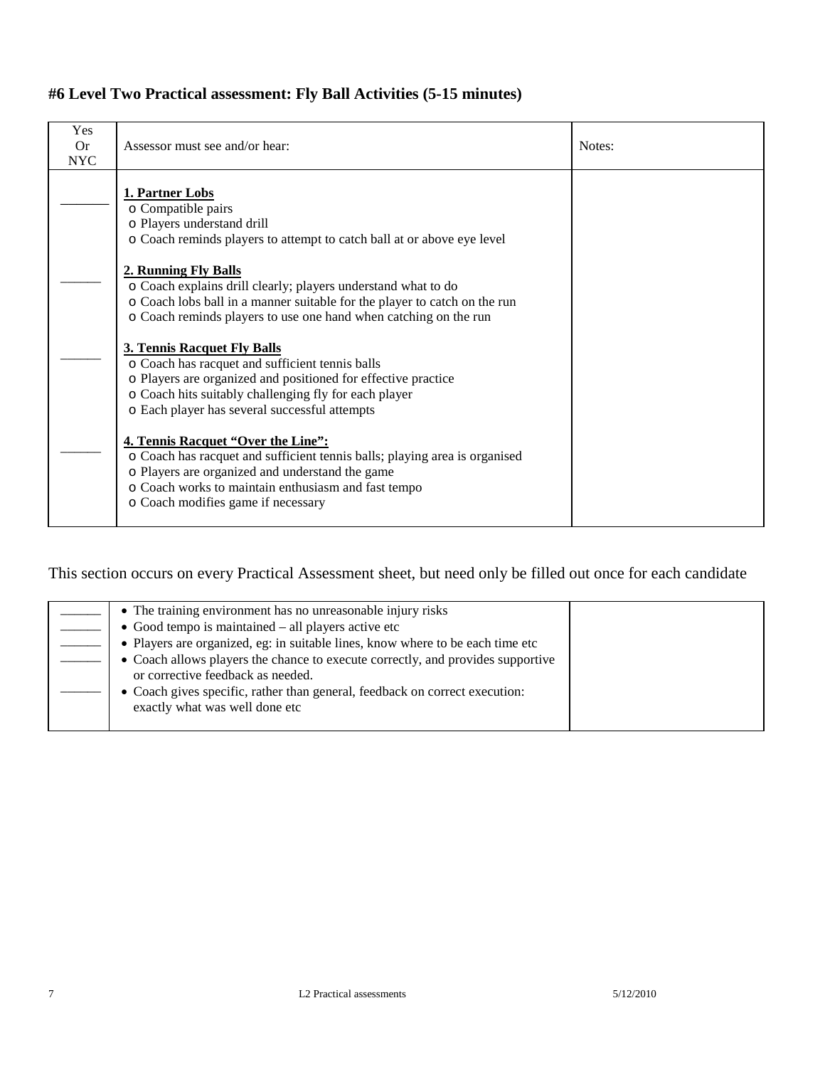#### #6 Level Two Practical assessment: Fly Ball Activities (5-15 minutes)

| Yes Or NYC | Assessor must see and/or hear: | Notes: |
|---|---|---|
| _______ | **1. Partner Lobs**<br>o Compatible pairs<br>o Players understand drill<br>o Coach reminds players to attempt to catch ball at or above eye level | |
| ______ | **2. Running Fly Balls**<br>o Coach explains drill clearly; players understand what to do<br>o Coach lobs ball in a manner suitable for the player to catch on the run<br>o Coach reminds players to use one hand when catching on the run | |
| ______ | **3. Tennis Racquet Fly Balls**<br>o Coach has racquet and sufficient tennis balls<br>o Players are organized and positioned for effective practice<br>o Coach hits suitably challenging fly for each player<br>o Each player has several successful attempts | |
| ______ | **4. Tennis Racquet "Over the Line":**<br>o Coach has racquet and sufficient tennis balls; playing area is organised<br>o Players are organized and understand the game<br>o Coach works to maintain enthusiasm and fast tempo<br>o Coach modifies game if necessary | |

This section occurs on every Practical Assessment sheet, but need only be filled out once for each candidate

| | | |
|---|---|---|
| ______ | • The training environment has no unreasonable injury risks | |
| ______ | • Good tempo is maintained – all players active etc | |
| ______ | • Players are organized, eg: in suitable lines, know where to be each time etc | |
| ______ | • Coach allows players the chance to execute correctly, and provides supportive or corrective feedback as needed. | |
| ______ | • Coach gives specific, rather than general, feedback on correct execution: exactly what was well done etc | |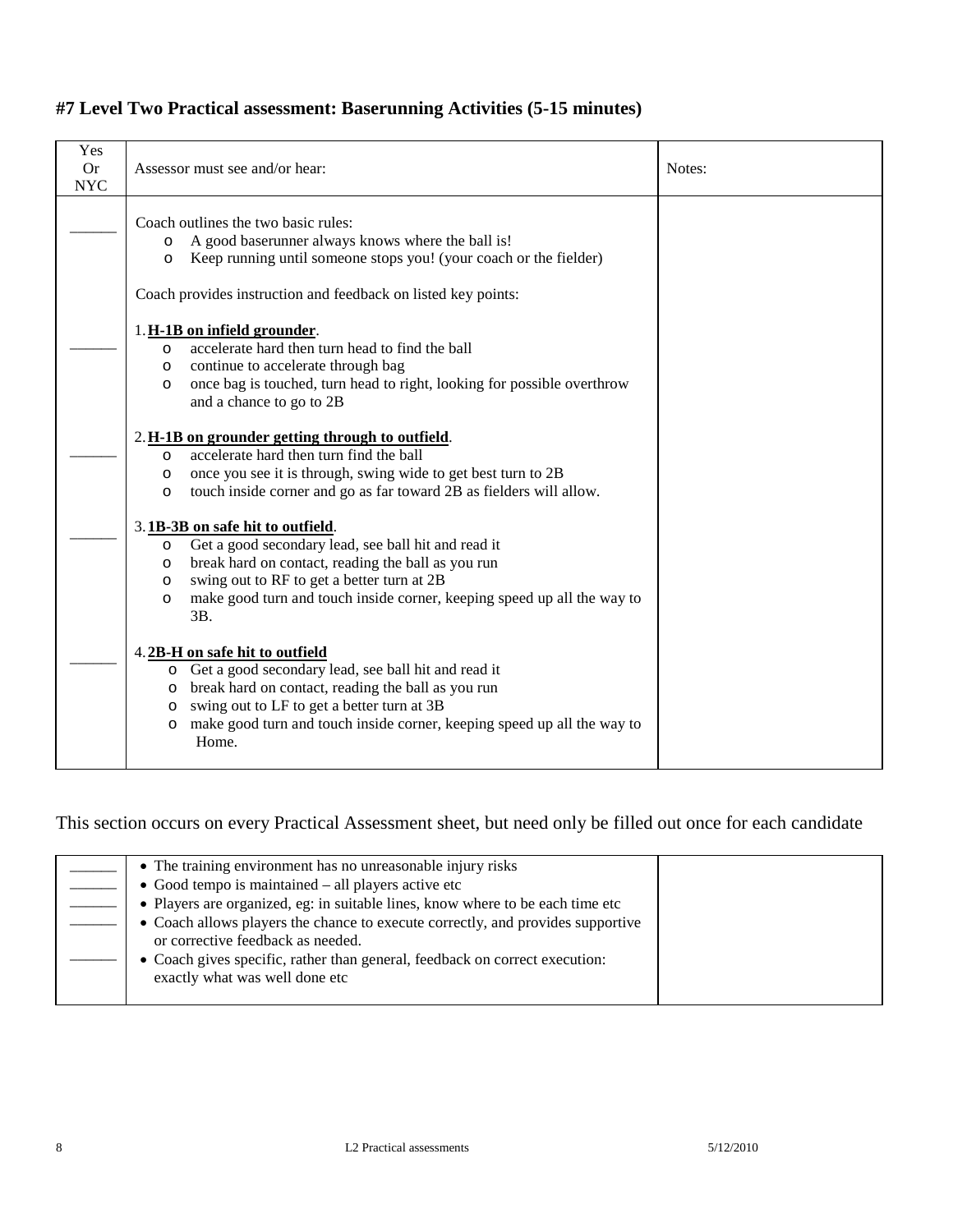## #7 Level Two Practical assessment: Baserunning Activities (5-15 minutes)

| Yes Or NYC | Assessor must see and/or hear: | Notes: |
|---|---|---|
| ______ | Coach outlines the two basic rules:<br>- A good baserunner always knows where the ball is!<br>- Keep running until someone stops you! (your coach or the fielder)<br><br>Coach provides instruction and feedback on listed key points: | |
| ______ | 1. **H-1B on infield grounder**.<br>- accelerate hard then turn head to find the ball<br>- continue to accelerate through bag<br>- once bag is touched, turn head to right, looking for possible overthrow and a chance to go to 2B | |
| ______ | 2. **H-1B on grounder getting through to outfield**.<br>- accelerate hard then turn find the ball<br>- once you see it is through, swing wide to get best turn to 2B<br>- touch inside corner and go as far toward 2B as fielders will allow. | |
| ______ | 3. **1B-3B on safe hit to outfield**.<br>- Get a good secondary lead, see ball hit and read it<br>- break hard on contact, reading the ball as you run<br>- swing out to RF to get a better turn at 2B<br>- make good turn and touch inside corner, keeping speed up all the way to 3B. | |
| ______ | 4. **2B-H on safe hit to outfield**<br>- Get a good secondary lead, see ball hit and read it<br>- break hard on contact, reading the ball as you run<br>- swing out to LF to get a better turn at 3B<br>- make good turn and touch inside corner, keeping speed up all the way to Home. | |

This section occurs on every Practical Assessment sheet, but need only be filled out once for each candidate

| | | |
|---|---|---|
| ______<br>______<br>______<br>______<br>______ | - The training environment has no unreasonable injury risks<br>- Good tempo is maintained – all players active etc<br>- Players are organized, eg: in suitable lines, know where to be each time etc<br>- Coach allows players the chance to execute correctly, and provides supportive or corrective feedback as needed.<br>- Coach gives specific, rather than general, feedback on correct execution: exactly what was well done etc | |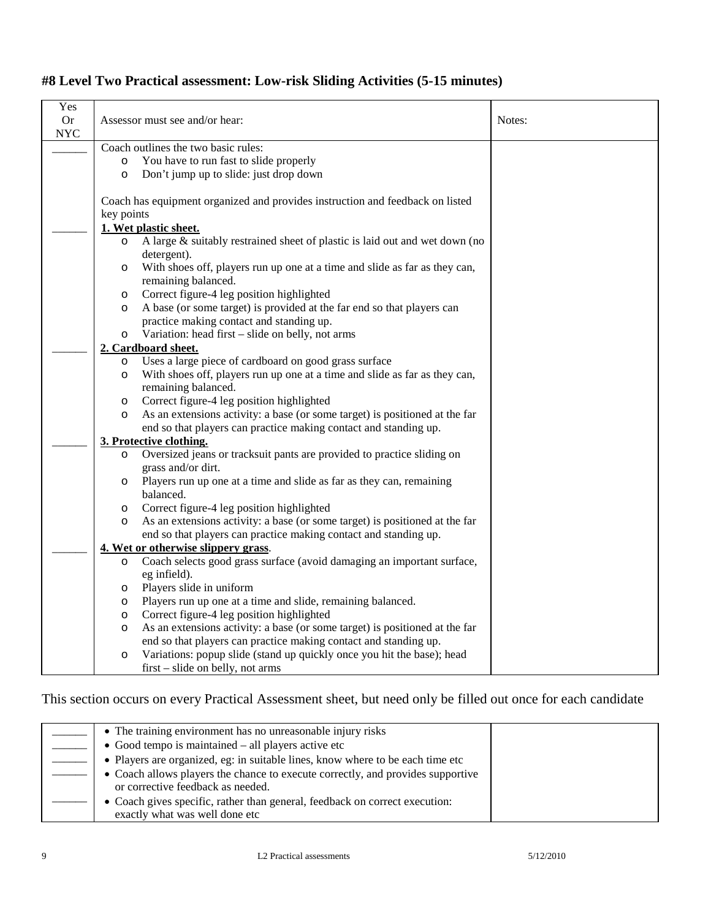## #8 Level Two Practical assessment: Low-risk Sliding Activities (5-15 minutes)

| Yes Or NYC | Assessor must see and/or hear: | Notes: |
|---|---|---|
| ______ | Coach outlines the two basic rules:<br>○ You have to run fast to slide properly<br>○ Don't jump up to slide: just drop down<br><br>Coach has equipment organized and provides instruction and feedback on listed key points | |
| ______ | **<u>1. Wet plastic sheet.</u>**<br>○ A large & suitably restrained sheet of plastic is laid out and wet down (no detergent).<br>○ With shoes off, players run up one at a time and slide as far as they can, remaining balanced.<br>○ Correct figure-4 leg position highlighted<br>○ A base (or some target) is provided at the far end so that players can practice making contact and standing up.<br>○ Variation: head first – slide on belly, not arms | |
| ______ | **<u>2. Cardboard sheet.</u>**<br>○ Uses a large piece of cardboard on good grass surface<br>○ With shoes off, players run up one at a time and slide as far as they can, remaining balanced.<br>○ Correct figure-4 leg position highlighted<br>○ As an extensions activity: a base (or some target) is positioned at the far end so that players can practice making contact and standing up. | |
| ______ | **<u>3. Protective clothing.</u>**<br>○ Oversized jeans or tracksuit pants are provided to practice sliding on grass and/or dirt.<br>○ Players run up one at a time and slide as far as they can, remaining balanced.<br>○ Correct figure-4 leg position highlighted<br>○ As an extensions activity: a base (or some target) is positioned at the far end so that players can practice making contact and standing up. | |
| ______ | **<u>4. Wet or otherwise slippery grass</u>**.<br>○ Coach selects good grass surface (avoid damaging an important surface, eg infield).<br>○ Players slide in uniform<br>○ Players run up one at a time and slide, remaining balanced.<br>○ Correct figure-4 leg position highlighted<br>○ As an extensions activity: a base (or some target) is positioned at the far end so that players can practice making contact and standing up.<br>○ Variations: popup slide (stand up quickly once you hit the base); head first – slide on belly, not arms | |

This section occurs on every Practical Assessment sheet, but need only be filled out once for each candidate

| | | |
|---|---|---|
| ______ | • The training environment has no unreasonable injury risks | |
| ______ | • Good tempo is maintained – all players active etc | |
| ______ | • Players are organized, eg: in suitable lines, know where to be each time etc | |
| ______ | • Coach allows players the chance to execute correctly, and provides supportive or corrective feedback as needed. | |
| ______ | • Coach gives specific, rather than general, feedback on correct execution: exactly what was well done etc | |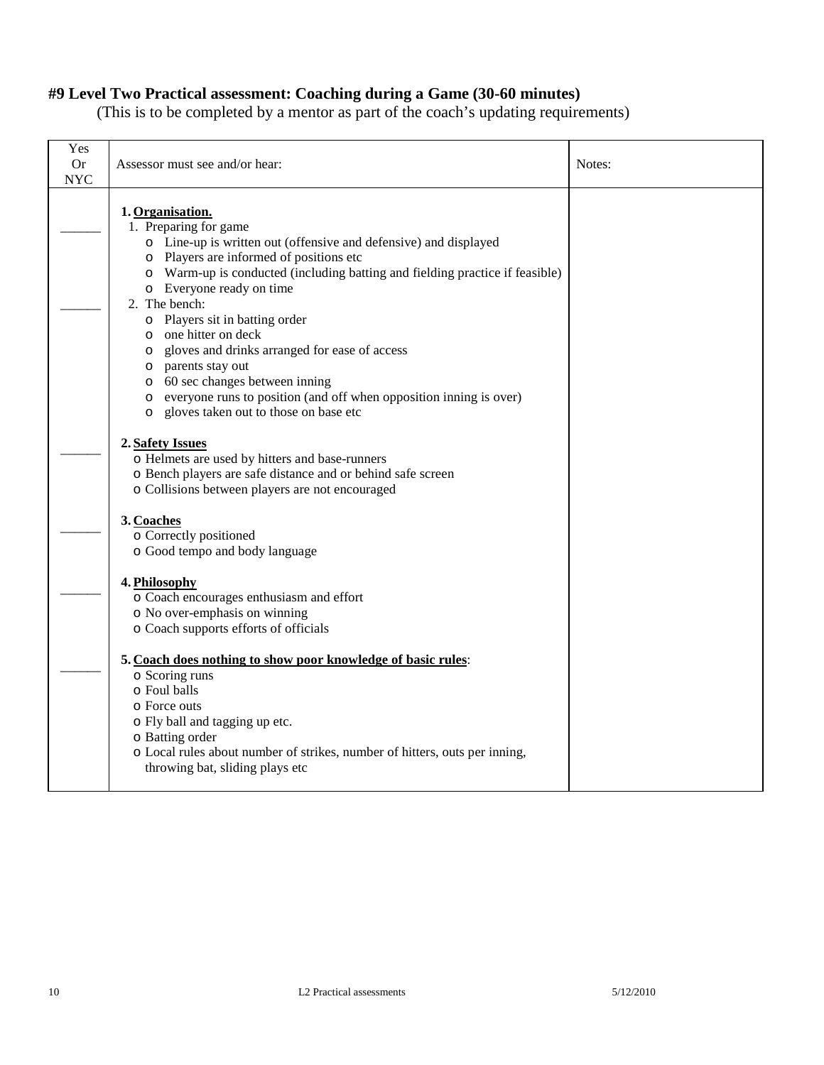### #9 Level Two Practical assessment: Coaching during a Game (30-60 minutes)

(This is to be completed by a mentor as part of the coach's updating requirements)

| Yes Or NYC | Assessor must see and/or hear: | Notes: |
|---|---|---|
| ______ | **1. Organisation.**<br>1. Preparing for game<br>o Line-up is written out (offensive and defensive) and displayed<br>o Players are informed of positions etc<br>o Warm-up is conducted (including batting and fielding practice if feasible)<br>o Everyone ready on time | |
| ______ | 2. The bench:<br>o Players sit in batting order<br>o one hitter on deck<br>o gloves and drinks arranged for ease of access<br>o parents stay out<br>o 60 sec changes between inning<br>o everyone runs to position (and off when opposition inning is over)<br>o gloves taken out to those on base etc | |
| ______ | **2. Safety Issues**<br>o Helmets are used by hitters and base-runners<br>o Bench players are safe distance and or behind safe screen<br>o Collisions between players are not encouraged | |
| ______ | **3. Coaches**<br>o Correctly positioned<br>o Good tempo and body language | |
| ______ | **4. Philosophy**<br>o Coach encourages enthusiasm and effort<br>o No over-emphasis on winning<br>o Coach supports efforts of officials | |
| ______ | **5. Coach does nothing to show poor knowledge of basic rules**:<br>o Scoring runs<br>o Foul balls<br>o Force outs<br>o Fly ball and tagging up etc.<br>o Batting order<br>o Local rules about number of strikes, number of hitters, outs per inning, throwing bat, sliding plays etc | |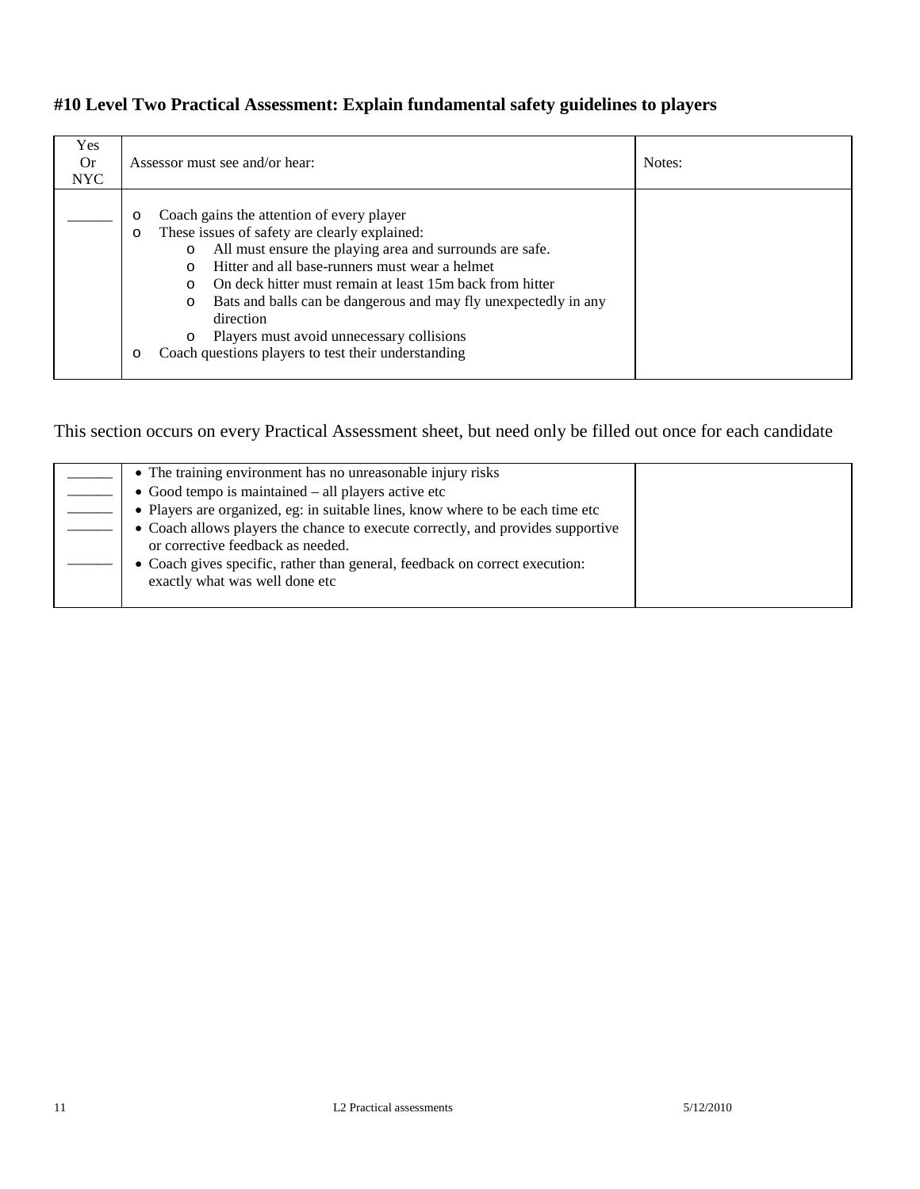## #10 Level Two Practical Assessment: Explain fundamental safety guidelines to players

| Yes Or NYC | Assessor must see and/or hear: | Notes: |
|---|---|---|
| ______ | o Coach gains the attention of every player<br>o These issues of safety are clearly explained:<br>&nbsp;&nbsp;&nbsp;&nbsp;o All must ensure the playing area and surrounds are safe.<br>&nbsp;&nbsp;&nbsp;&nbsp;o Hitter and all base-runners must wear a helmet<br>&nbsp;&nbsp;&nbsp;&nbsp;o On deck hitter must remain at least 15m back from hitter<br>&nbsp;&nbsp;&nbsp;&nbsp;o Bats and balls can be dangerous and may fly unexpectedly in any direction<br>&nbsp;&nbsp;&nbsp;&nbsp;o Players must avoid unnecessary collisions<br>o Coach questions players to test their understanding | |

This section occurs on every Practical Assessment sheet, but need only be filled out once for each candidate

| | | |
|---|---|---|
| ______ | • The training environment has no unreasonable injury risks | |
| ______ | • Good tempo is maintained – all players active etc | |
| ______ | • Players are organized, eg: in suitable lines, know where to be each time etc | |
| ______ | • Coach allows players the chance to execute correctly, and provides supportive or corrective feedback as needed. | |
| ______ | • Coach gives specific, rather than general, feedback on correct execution: exactly what was well done etc | |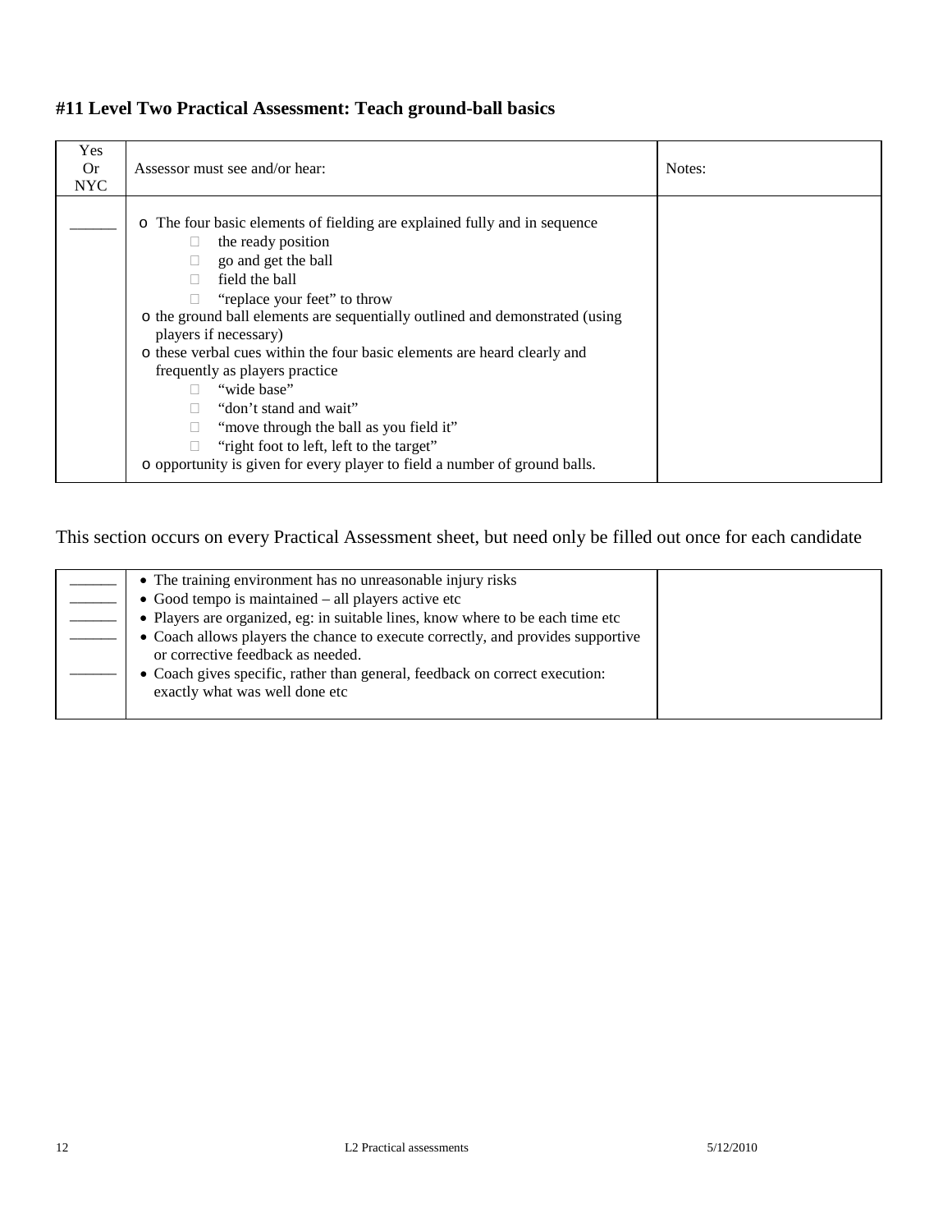## #11 Level Two Practical Assessment: Teach ground-ball basics

| Yes Or NYC | Assessor must see and/or hear: | Notes: |
|---|---|---|
| ______ | o The four basic elements of fielding are explained fully and in sequence<br>  - the ready position<br>  - go and get the ball<br>  - field the ball<br>  - "replace your feet" to throw<br>o the ground ball elements are sequentially outlined and demonstrated (using players if necessary)<br>o these verbal cues within the four basic elements are heard clearly and frequently as players practice<br>  - "wide base"<br>  - "don't stand and wait"<br>  - "move through the ball as you field it"<br>  - "right foot to left, left to the target"<br>o opportunity is given for every player to field a number of ground balls. | |

This section occurs on every Practical Assessment sheet, but need only be filled out once for each candidate

| | | |
|---|---|---|
| ______ | • The training environment has no unreasonable injury risks | |
| ______ | • Good tempo is maintained – all players active etc | |
| ______ | • Players are organized, eg: in suitable lines, know where to be each time etc | |
| ______ | • Coach allows players the chance to execute correctly, and provides supportive or corrective feedback as needed. | |
| ______ | • Coach gives specific, rather than general, feedback on correct execution: exactly what was well done etc | |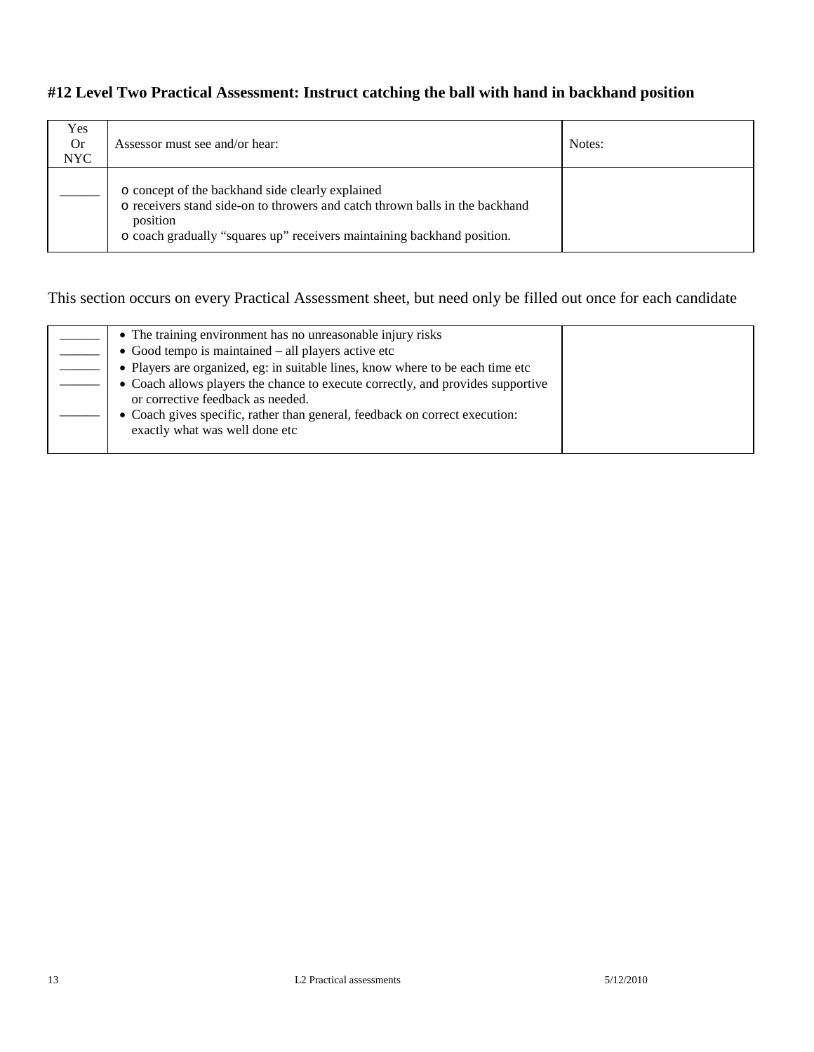#### #12 Level Two Practical Assessment: Instruct catching the ball with hand in backhand position

| Yes Or NYC | Assessor must see and/or hear: | Notes: |
| --- | --- | --- |
| ______ | o concept of the backhand side clearly explained<br>o receivers stand side-on to throwers and catch thrown balls in the backhand position<br>o coach gradually "squares up" receivers maintaining backhand position. | |

This section occurs on every Practical Assessment sheet, but need only be filled out once for each candidate

| | | |
| --- | --- | --- |
| ______ | • The training environment has no unreasonable injury risks | |
| ______ | • Good tempo is maintained – all players active etc | |
| ______ | • Players are organized, eg: in suitable lines, know where to be each time etc | |
| ______ | • Coach allows players the chance to execute correctly, and provides supportive or corrective feedback as needed. | |
| ______ | • Coach gives specific, rather than general, feedback on correct execution: exactly what was well done etc | |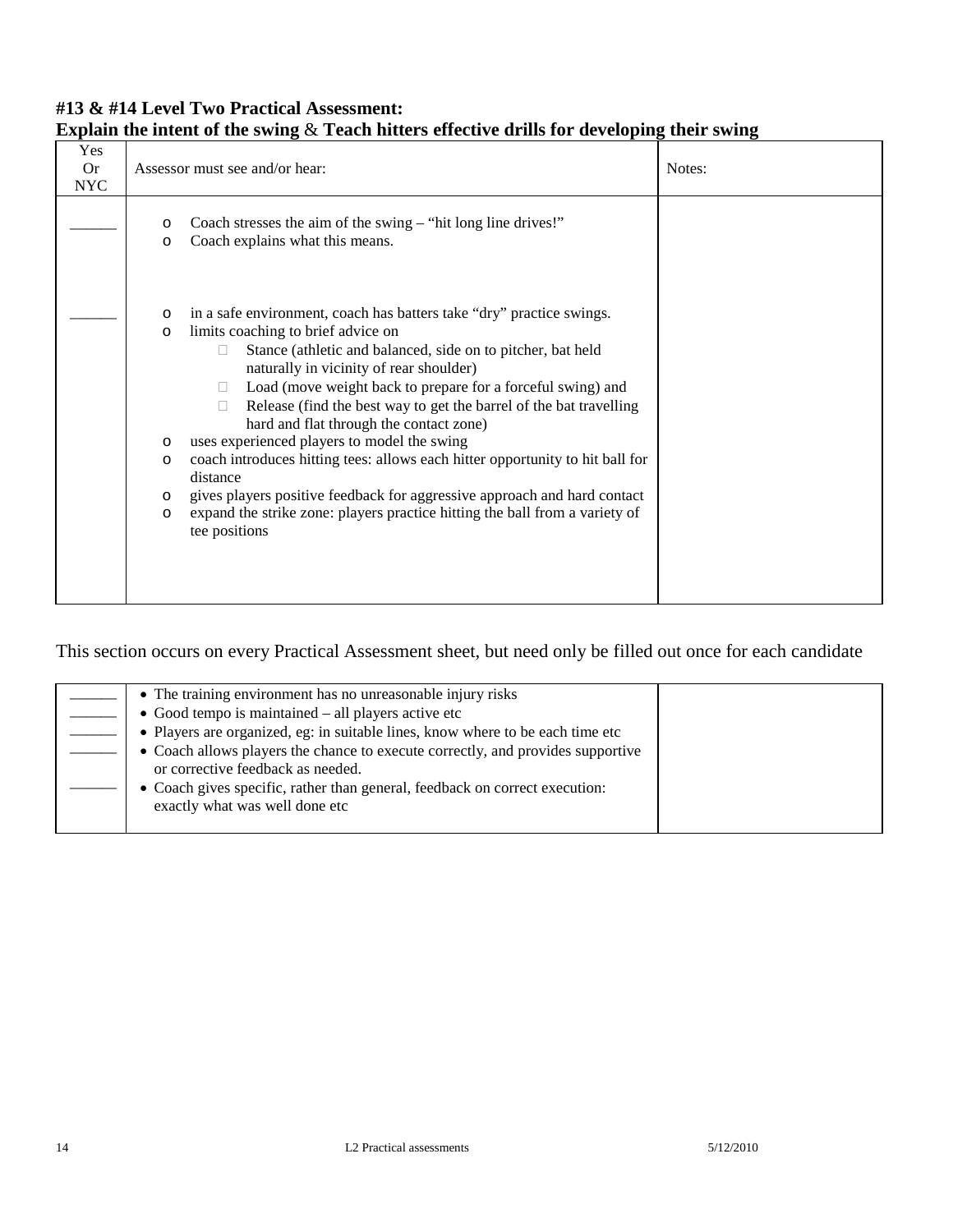**#13 & #14 Level Two Practical Assessment:**
**Explain the intent of the swing & Teach hitters effective drills for developing their swing**

| Yes Or NYC | Assessor must see and/or hear: | Notes: |
|---|---|---|
| ______ | <ul><li>Coach stresses the aim of the swing – “hit long line drives!”</li><li>Coach explains what this means.</li></ul> | |
| ______ | <ul><li>in a safe environment, coach has batters take “dry” practice swings.</li><li>limits coaching to brief advice on<ul><li>Stance (athletic and balanced, side on to pitcher, bat held naturally in vicinity of rear shoulder)</li><li>Load (move weight back to prepare for a forceful swing) and</li><li>Release (find the best way to get the barrel of the bat travelling hard and flat through the contact zone)</li></ul></li><li>uses experienced players to model the swing</li><li>coach introduces hitting tees: allows each hitter opportunity to hit ball for distance</li><li>gives players positive feedback for aggressive approach and hard contact</li><li>expand the strike zone: players practice hitting the ball from a variety of tee positions</li></ul> | |

This section occurs on every Practical Assessment sheet, but need only be filled out once for each candidate

| | | |
|---|---|---|
| ______ | • The training environment has no unreasonable injury risks | |
| ______ | • Good tempo is maintained – all players active etc | |
| ______ | • Players are organized, eg: in suitable lines, know where to be each time etc | |
| ______ | • Coach allows players the chance to execute correctly, and provides supportive or corrective feedback as needed. | |
| ______ | • Coach gives specific, rather than general, feedback on correct execution: exactly what was well done etc | |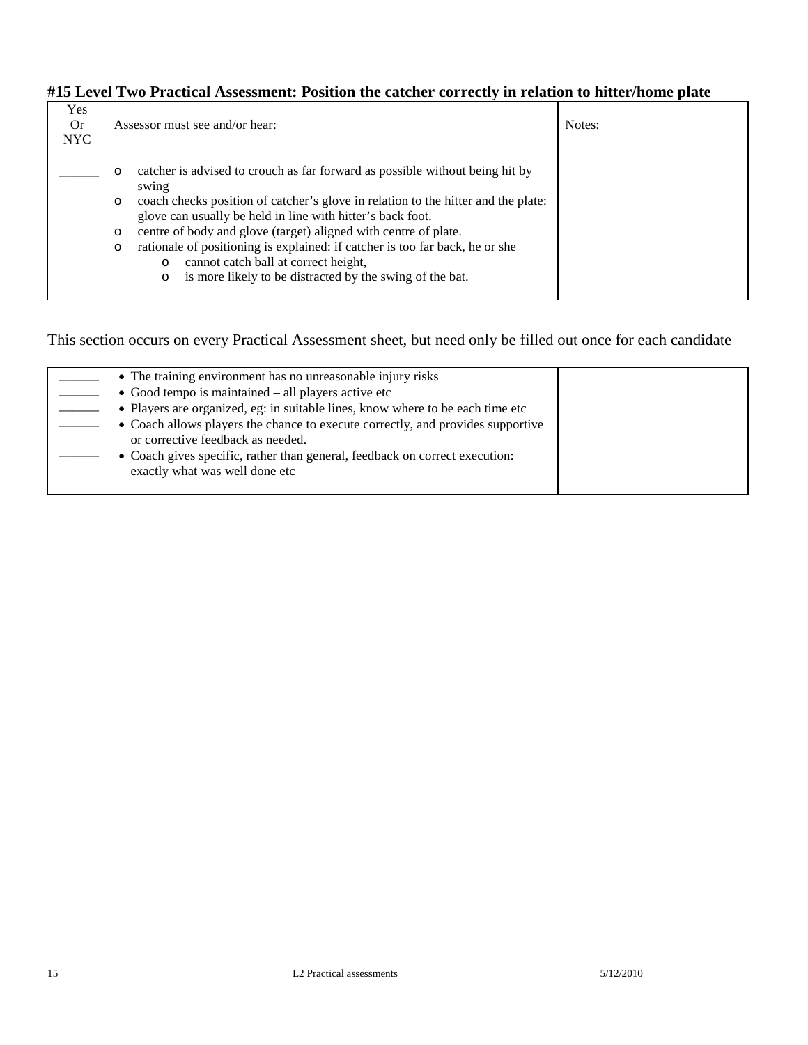#### #15 Level Two Practical Assessment: Position the catcher correctly in relation to hitter/home plate

| Yes Or NYC | Assessor must see and/or hear: | Notes: |
|---|---|---|
| ______ | o catcher is advised to crouch as far forward as possible without being hit by swing<br>o coach checks position of catcher's glove in relation to the hitter and the plate: glove can usually be held in line with hitter's back foot.<br>o centre of body and glove (target) aligned with centre of plate.<br>o rationale of positioning is explained: if catcher is too far back, he or she<br>&nbsp;&nbsp;&nbsp;&nbsp;o cannot catch ball at correct height,<br>&nbsp;&nbsp;&nbsp;&nbsp;o is more likely to be distracted by the swing of the bat. | |

This section occurs on every Practical Assessment sheet, but need only be filled out once for each candidate

| | | |
|---|---|---|
| ______<br>______<br>______<br>______<br><br>______ | • The training environment has no unreasonable injury risks<br>• Good tempo is maintained – all players active etc<br>• Players are organized, eg: in suitable lines, know where to be each time etc<br>• Coach allows players the chance to execute correctly, and provides supportive or corrective feedback as needed.<br>• Coach gives specific, rather than general, feedback on correct execution: exactly what was well done etc | |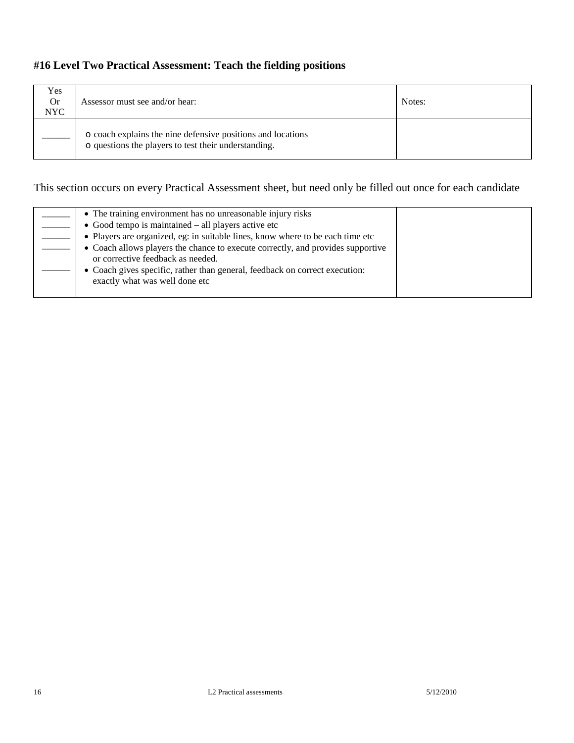#### #16 Level Two Practical Assessment: Teach the fielding positions

| Yes Or NYC | Assessor must see and/or hear: | Notes: |
| --- | --- | --- |
| ______ | o coach explains the nine defensive positions and locations<br>o questions the players to test their understanding. | |

This section occurs on every Practical Assessment sheet, but need only be filled out once for each candidate

| | | |
| --- | --- | --- |
| ______<br>______<br>______<br>______<br><br>______ | • The training environment has no unreasonable injury risks<br>• Good tempo is maintained – all players active etc<br>• Players are organized, eg: in suitable lines, know where to be each time etc<br>• Coach allows players the chance to execute correctly, and provides supportive or corrective feedback as needed.<br>• Coach gives specific, rather than general, feedback on correct execution: exactly what was well done etc | |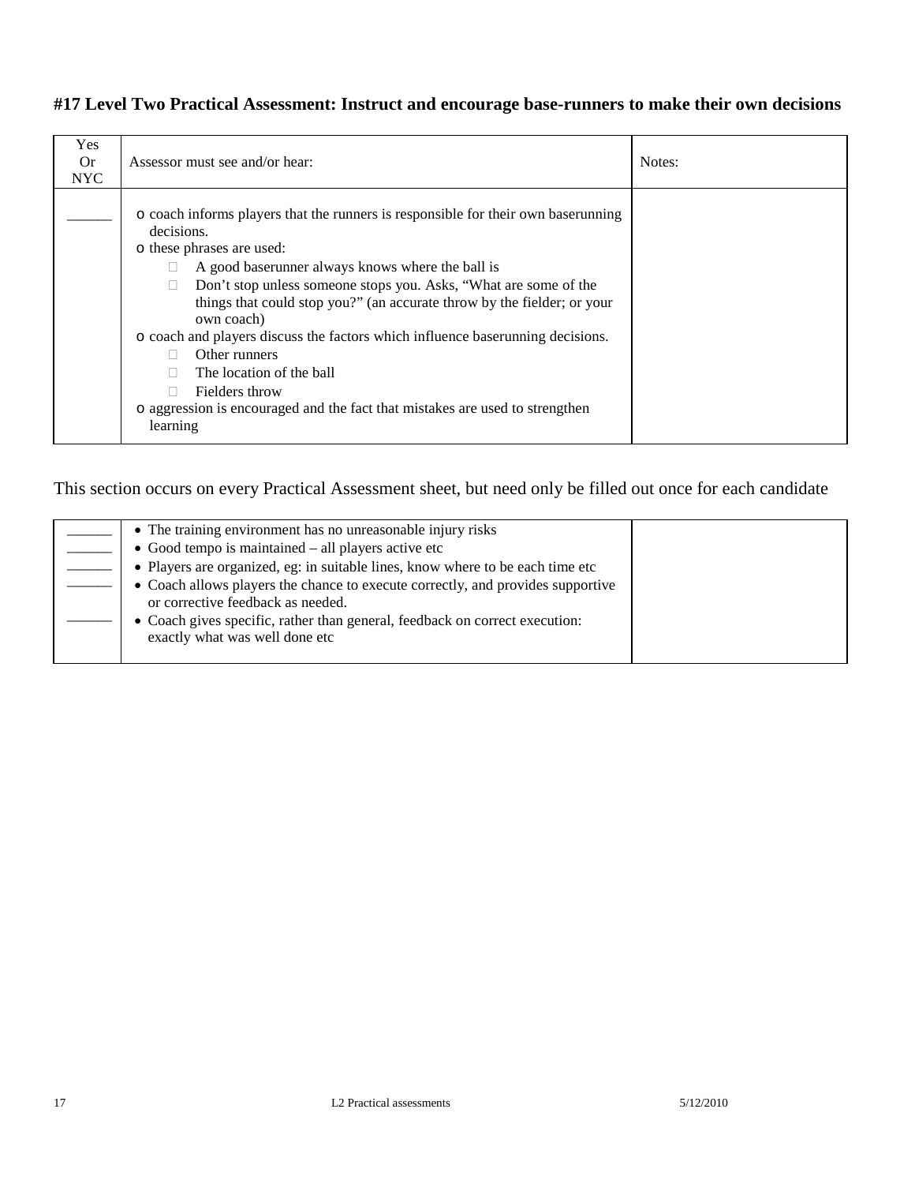**#17 Level Two Practical Assessment: Instruct and encourage base-runners to make their own decisions**

| Yes Or NYC | Assessor must see and/or hear: | Notes: |
|---|---|---|
| ______ | o coach informs players that the runners is responsible for their own baserunning decisions.<br>o these phrases are used:<br>  - A good baserunner always knows where the ball is<br>  - Don't stop unless someone stops you. Asks, "What are some of the things that could stop you?" (an accurate throw by the fielder; or your own coach)<br>o coach and players discuss the factors which influence baserunning decisions.<br>  - Other runners<br>  - The location of the ball<br>  - Fielders throw<br>o aggression is encouraged and the fact that mistakes are used to strengthen learning | |

This section occurs on every Practical Assessment sheet, but need only be filled out once for each candidate

| | | |
|---|---|---|
| ______ | • The training environment has no unreasonable injury risks | |
| ______ | • Good tempo is maintained – all players active etc | |
| ______ | • Players are organized, eg: in suitable lines, know where to be each time etc | |
| ______ | • Coach allows players the chance to execute correctly, and provides supportive or corrective feedback as needed. | |
| ______ | • Coach gives specific, rather than general, feedback on correct execution: exactly what was well done etc | |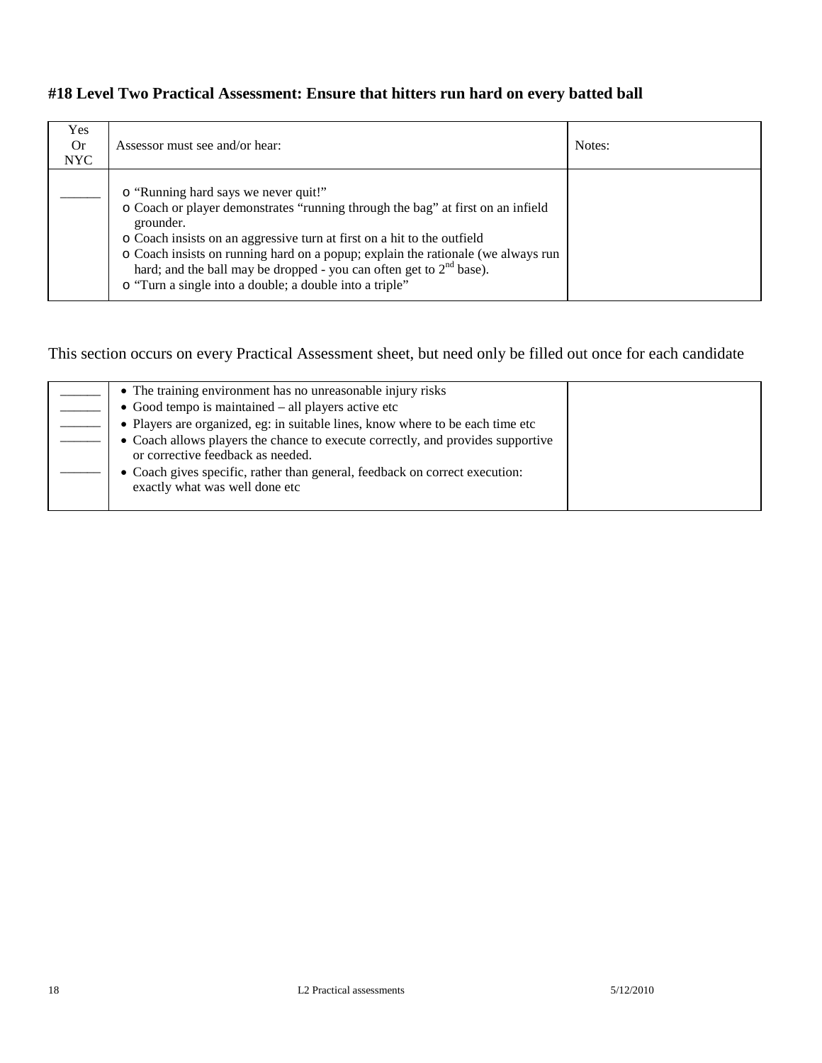### #18 Level Two Practical Assessment: Ensure that hitters run hard on every batted ball

| Yes Or NYC | Assessor must see and/or hear: | Notes: |
| --- | --- | --- |
| ______ | o "Running hard says we never quit!"<br>o Coach or player demonstrates "running through the bag" at first on an infield grounder.<br>o Coach insists on an aggressive turn at first on a hit to the outfield<br>o Coach insists on running hard on a popup; explain the rationale (we always run hard; and the ball may be dropped - you can often get to $2^{nd}$ base).<br>o "Turn a single into a double; a double into a triple" | |

This section occurs on every Practical Assessment sheet, but need only be filled out once for each candidate

| | | |
| --- | --- | --- |
| ______<br>______<br>______<br>______<br>______ | • The training environment has no unreasonable injury risks<br>• Good tempo is maintained – all players active etc<br>• Players are organized, eg: in suitable lines, know where to be each time etc<br>• Coach allows players the chance to execute correctly, and provides supportive or corrective feedback as needed.<br>• Coach gives specific, rather than general, feedback on correct execution: exactly what was well done etc | |